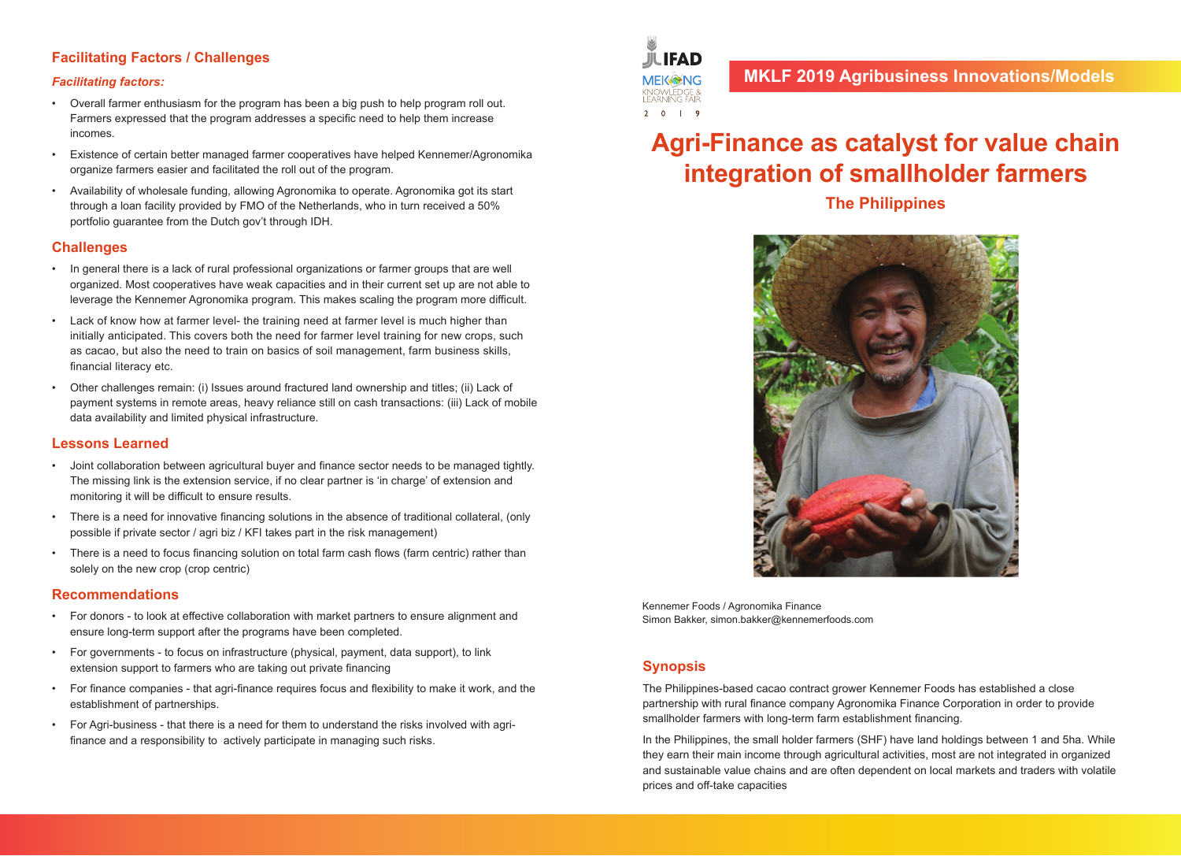# Agri-Finance as catalyst for value chain integration of smallholder farmers

## The Philippines

MKLF 2019 Agribusiness Innovations/Models

Kennemer Foods / Agronomika Finance
Simon Bakker, simon.bakker@kennemerfoods.com

## Synopsis

The Philippines-based cacao contract grower Kennemer Foods has established a close partnership with rural finance company Agronomika Finance Corporation in order to provide smallholder farmers with long-term farm establishment financing.

In the Philippines, the small holder farmers (SHF) have land holdings between 1 and 5ha. While they earn their main income through agricultural activities, most are not integrated in organized and sustainable value chains and are often dependent on local markets and traders with volatile prices and off-take capacities

## Facilitating Factors / Challenges

### *Facilitating factors:*

- Overall farmer enthusiasm for the program has been a big push to help program roll out. Farmers expressed that the program addresses a specific need to help them increase incomes.
- Existence of certain better managed farmer cooperatives have helped Kennemer/Agronomika organize farmers easier and facilitated the roll out of the program.
- Availability of wholesale funding, allowing Agronomika to operate. Agronomika got its start through a loan facility provided by FMO of the Netherlands, who in turn received a 50% portfolio guarantee from the Dutch gov't through IDH.

## Challenges

- In general there is a lack of rural professional organizations or farmer groups that are well organized. Most cooperatives have weak capacities and in their current set up are not able to leverage the Kennemer Agronomika program. This makes scaling the program more difficult.
- Lack of know how at farmer level- the training need at farmer level is much higher than initially anticipated. This covers both the need for farmer level training for new crops, such as cacao, but also the need to train on basics of soil management, farm business skills, financial literacy etc.
- Other challenges remain: (i) Issues around fractured land ownership and titles; (ii) Lack of payment systems in remote areas, heavy reliance still on cash transactions: (iii) Lack of mobile data availability and limited physical infrastructure.

## Lessons Learned

- Joint collaboration between agricultural buyer and finance sector needs to be managed tightly. The missing link is the extension service, if no clear partner is 'in charge' of extension and monitoring it will be difficult to ensure results.
- There is a need for innovative financing solutions in the absence of traditional collateral, (only possible if private sector / agri biz / KFI takes part in the risk management)
- There is a need to focus financing solution on total farm cash flows (farm centric) rather than solely on the new crop (crop centric)

## Recommendations

- For donors - to look at effective collaboration with market partners to ensure alignment and ensure long-term support after the programs have been completed.
- For governments - to focus on infrastructure (physical, payment, data support), to link extension support to farmers who are taking out private financing
- For finance companies - that agri-finance requires focus and flexibility to make it work, and the establishment of partnerships.
- For Agri-business - that there is a need for them to understand the risks involved with agri-finance and a responsibility to actively participate in managing such risks.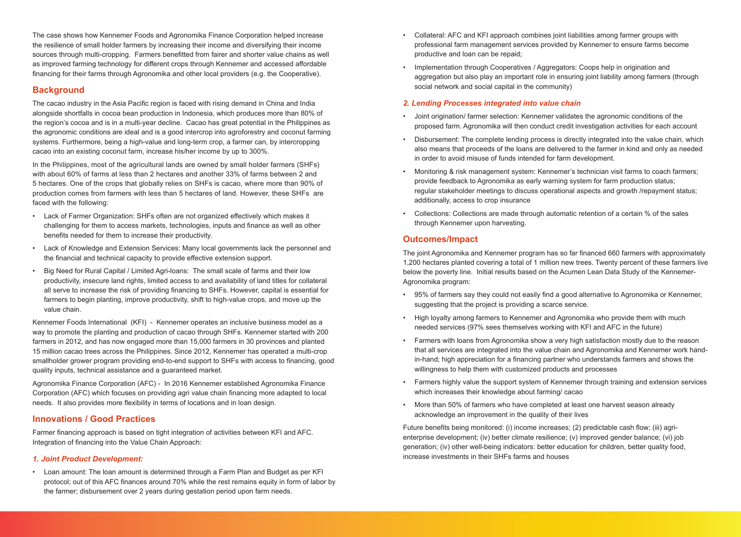The case shows how Kennemer Foods and Agronomika Finance Corporation helped increase the resilience of small holder farmers by increasing their income and diversifying their income sources through multi-cropping. Farmers benefitted from fairer and shorter value chains as well as improved farming technology for different crops through Kennemer and accessed affordable financing for their farms through Agronomika and other local providers (e.g. the Cooperative).

## Background

The cacao industry in the Asia Pacific region is faced with rising demand in China and India alongside shortfalls in cocoa bean production in Indonesia, which produces more than 80% of the region's cocoa and is in a multi-year decline. Cacao has great potential in the Philippines as the agronomic conditions are ideal and is a good intercrop into agroforestry and coconut farming systems. Furthermore, being a high-value and long-term crop, a farmer can, by intercropping cacao into an existing coconut farm, increase his/her income by up to 300%.

In the Philippines, most of the agricultural lands are owned by small holder farmers (SHFs) with about 60% of farms at less than 2 hectares and another 33% of farms between 2 and 5 hectares. One of the crops that globally relies on SHFs is cacao, where more than 90% of production comes from farmers with less than 5 hectares of land. However, these SHFs are faced with the following:

- Lack of Farmer Organization: SHFs often are not organized effectively which makes it challenging for them to access markets, technologies, inputs and finance as well as other benefits needed for them to increase their productivity.
- Lack of Knowledge and Extension Services: Many local governments lack the personnel and the financial and technical capacity to provide effective extension support.
- Big Need for Rural Capital / Limited Agri-loans: The small scale of farms and their low productivity, insecure land rights, limited access to and availability of land titles for collateral all serve to increase the risk of providing financing to SHFs. However, capital is essential for farmers to begin planting, improve productivity, shift to high-value crops, and move up the value chain.

Kennemer Foods International (KFI) - Kennemer operates an inclusive business model as a way to promote the planting and production of cacao through SHFs. Kennemer started with 200 farmers in 2012, and has now engaged more than 15,000 farmers in 30 provinces and planted 15 million cacao trees across the Philippines. Since 2012, Kennemer has operated a multi-crop smallholder grower program providing end-to-end support to SHFs with access to financing, good quality inputs, technical assistance and a guaranteed market.

Agronomika Finance Corporation (AFC) - In 2016 Kennemer established Agronomika Finance Corporation (AFC) which focuses on providing agri value chain financing more adapted to local needs. It also provides more flexibility in terms of locations and in loan design.

## Innovations / Good Practices

Farmer financing approach is based on tight integration of activities between KFI and AFC. Integration of financing into the Value Chain Approach:

### *1. Joint Product Development:*

- Loan amount: The loan amount is determined through a Farm Plan and Budget as per KFI protocol; out of this AFC finances around 70% while the rest remains equity in form of labor by the farmer; disbursement over 2 years during gestation period upon farm needs.
- Collateral: AFC and KFI approach combines joint liabilities among farmer groups with professional farm management services provided by Kennemer to ensure farms become productive and loan can be repaid;
- Implementation through Cooperatives / Aggregators: Coops help in origination and aggregation but also play an important role in ensuring joint liability among farmers (through social network and social capital in the community)

### *2. Lending Processes integrated into value chain*

- Joint origination/ farmer selection: Kennemer validates the agronomic conditions of the proposed farm. Agronomika will then conduct credit investigation activities for each account
- Disbursement: The complete lending process is directly integrated into the value chain, which also means that proceeds of the loans are delivered to the farmer in kind and only as needed in order to avoid misuse of funds intended for farm development.
- Monitoring & risk management system: Kennemer's technician visit farms to coach farmers; provide feedback to Agronomika as early warning system for farm production status; regular stakeholder meetings to discuss operational aspects and growth /repayment status; additionally, access to crop insurance
- Collections: Collections are made through automatic retention of a certain % of the sales through Kennemer upon harvesting.

## Outcomes/Impact

The joint Agronomika and Kennemer program has so far financed 660 farmers with approximately 1,200 hectares planted covering a total of 1 million new trees. Twenty percent of these farmers live below the poverty line. Initial results based on the Acumen Lean Data Study of the Kennemer-Agronomika program:

- 95% of farmers say they could not easily find a good alternative to Agronomika or Kennemer, suggesting that the project is providing a scarce service.
- High loyalty among farmers to Kennemer and Agronomika who provide them with much needed services (97% sees themselves working with KFI and AFC in the future)
- Farmers with loans from Agronomika show a very high satisfaction mostly due to the reason that all services are integrated into the value chain and Agronomika and Kennemer work hand-in-hand; high appreciation for a financing partner who understands farmers and shows the willingness to help them with customized products and processes
- Farmers highly value the support system of Kennemer through training and extension services which increases their knowledge about farming/ cacao
- More than 50% of farmers who have completed at least one harvest season already acknowledge an improvement in the quality of their lives

Future benefits being monitored: (i) income increases; (2) predictable cash flow; (iii) agri-enterprise development; (iv) better climate resilience; (v) improved gender balance; (vi) job generation; (iv) other well-being indicators: better education for children, better quality food, increase investments in their SHFs farms and houses